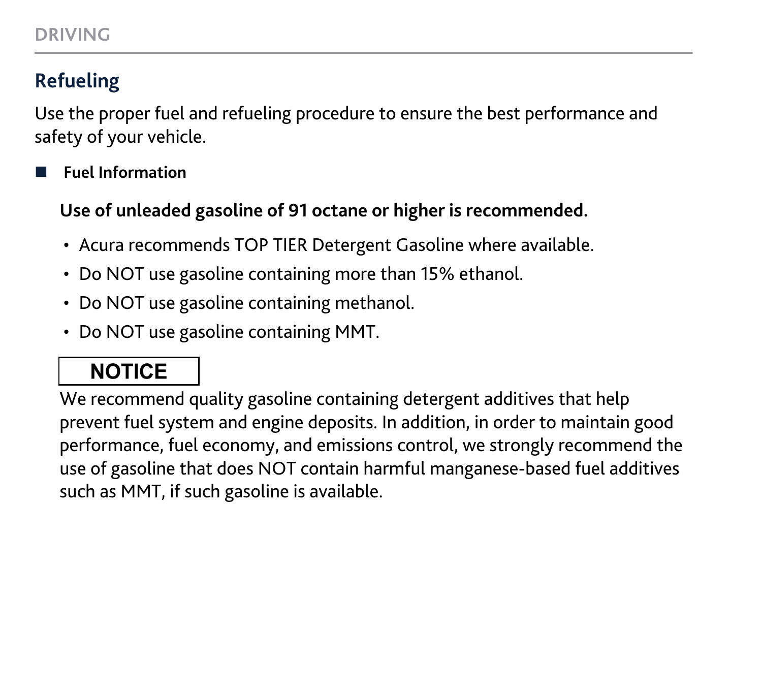## Refueling

Use the proper fuel and refueling procedure to ensure the best performance and safety of your vehicle.

### Fuel Information

**Use of unleaded gasoline of 91 octane or higher is recommended.**

- Acura recommends TOP TIER Detergent Gasoline where available.
- Do NOT use gasoline containing more than 15% ethanol.
- Do NOT use gasoline containing methanol.
- Do NOT use gasoline containing MMT.

**NOTICE**

We recommend quality gasoline containing detergent additives that help prevent fuel system and engine deposits. In addition, in order to maintain good performance, fuel economy, and emissions control, we strongly recommend the use of gasoline that does NOT contain harmful manganese-based fuel additives such as MMT, if such gasoline is available.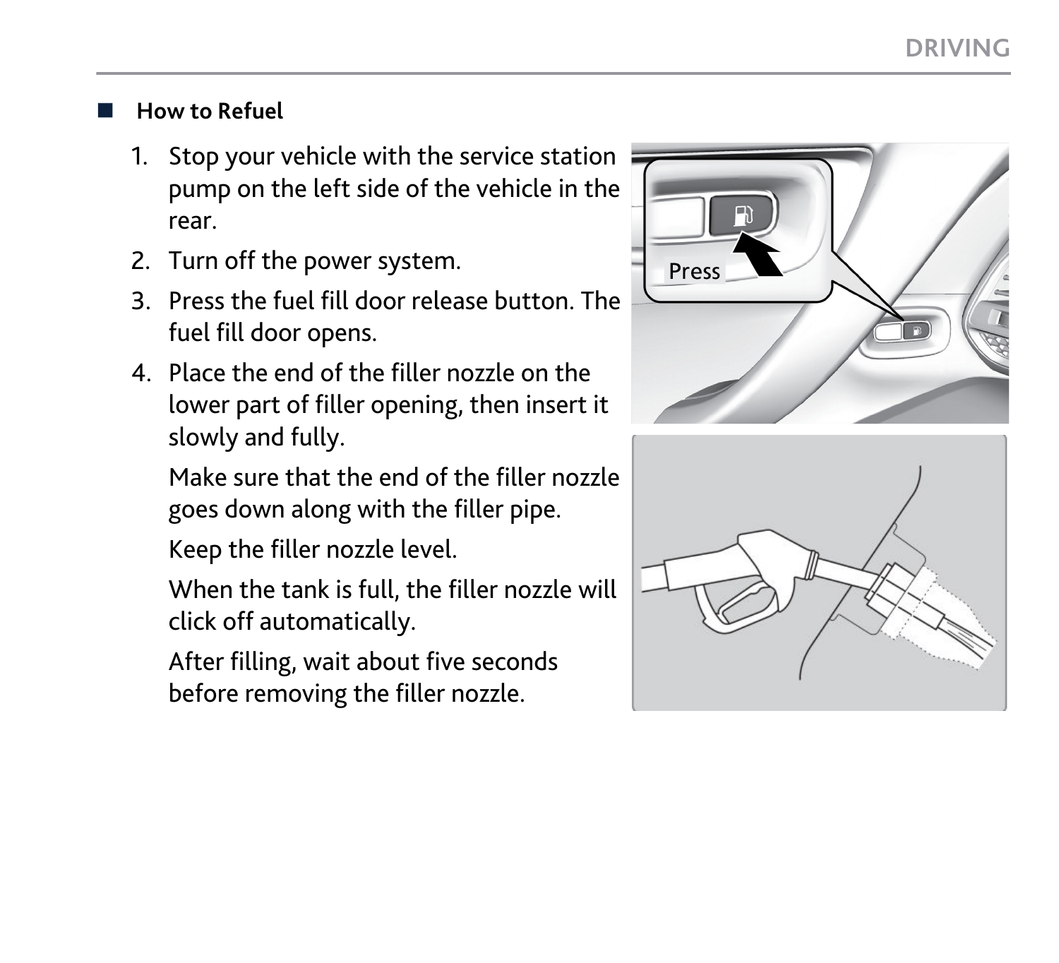### How to Refuel

1. Stop your vehicle with the service station pump on the left side of the vehicle in the rear.
2. Turn off the power system.
3. Press the fuel fill door release button. The fuel fill door opens.
4. Place the end of the filler nozzle on the lower part of filler opening, then insert it slowly and fully.

   Make sure that the end of the filler nozzle goes down along with the filler pipe.

   Keep the filler nozzle level.

   When the tank is full, the filler nozzle will click off automatically.

   After filling, wait about five seconds before removing the filler nozzle.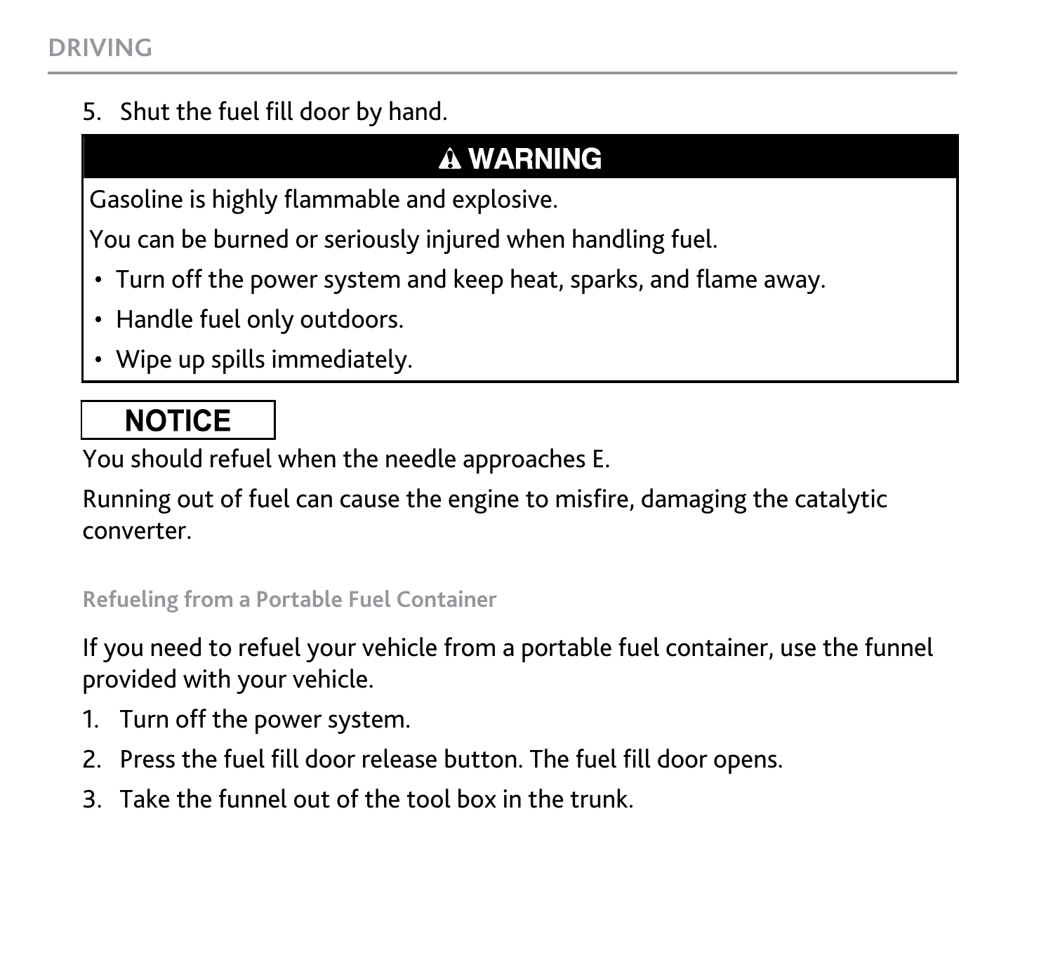5. Shut the fuel fill door by hand.

**⚠ WARNING**

Gasoline is highly flammable and explosive.

You can be burned or seriously injured when handling fuel.

- Turn off the power system and keep heat, sparks, and flame away.
- Handle fuel only outdoors.
- Wipe up spills immediately.

**NOTICE**

You should refuel when the needle approaches E.

Running out of fuel can cause the engine to misfire, damaging the catalytic converter.

### Refueling from a Portable Fuel Container

If you need to refuel your vehicle from a portable fuel container, use the funnel provided with your vehicle.

1. Turn off the power system.
2. Press the fuel fill door release button. The fuel fill door opens.
3. Take the funnel out of the tool box in the trunk.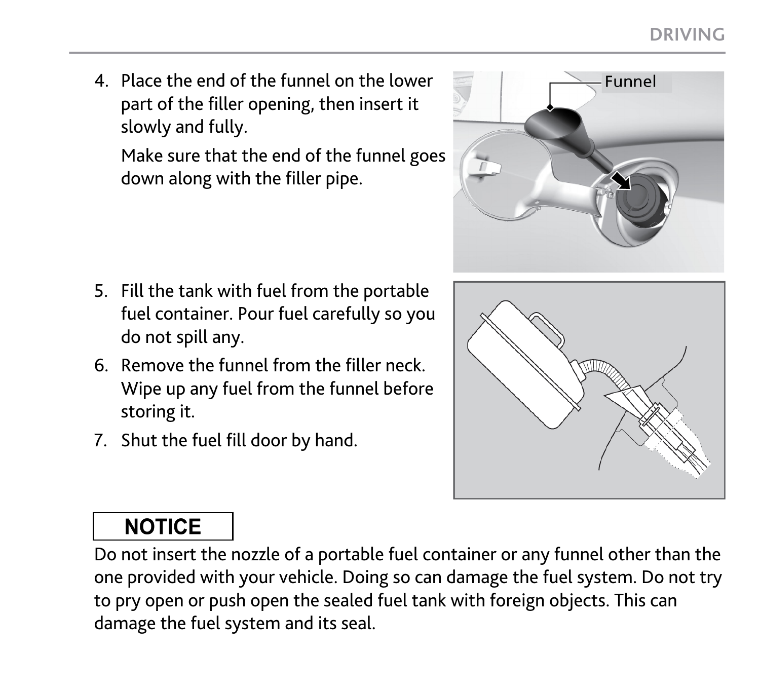4. Place the end of the funnel on the lower part of the filler opening, then insert it slowly and fully.

   Make sure that the end of the funnel goes down along with the filler pipe.

Funnel

5. Fill the tank with fuel from the portable fuel container. Pour fuel carefully so you do not spill any.
6. Remove the funnel from the filler neck. Wipe up any fuel from the funnel before storing it.
7. Shut the fuel fill door by hand.

**NOTICE**

Do not insert the nozzle of a portable fuel container or any funnel other than the one provided with your vehicle. Doing so can damage the fuel system. Do not try to pry open or push open the sealed fuel tank with foreign objects. This can damage the fuel system and its seal.